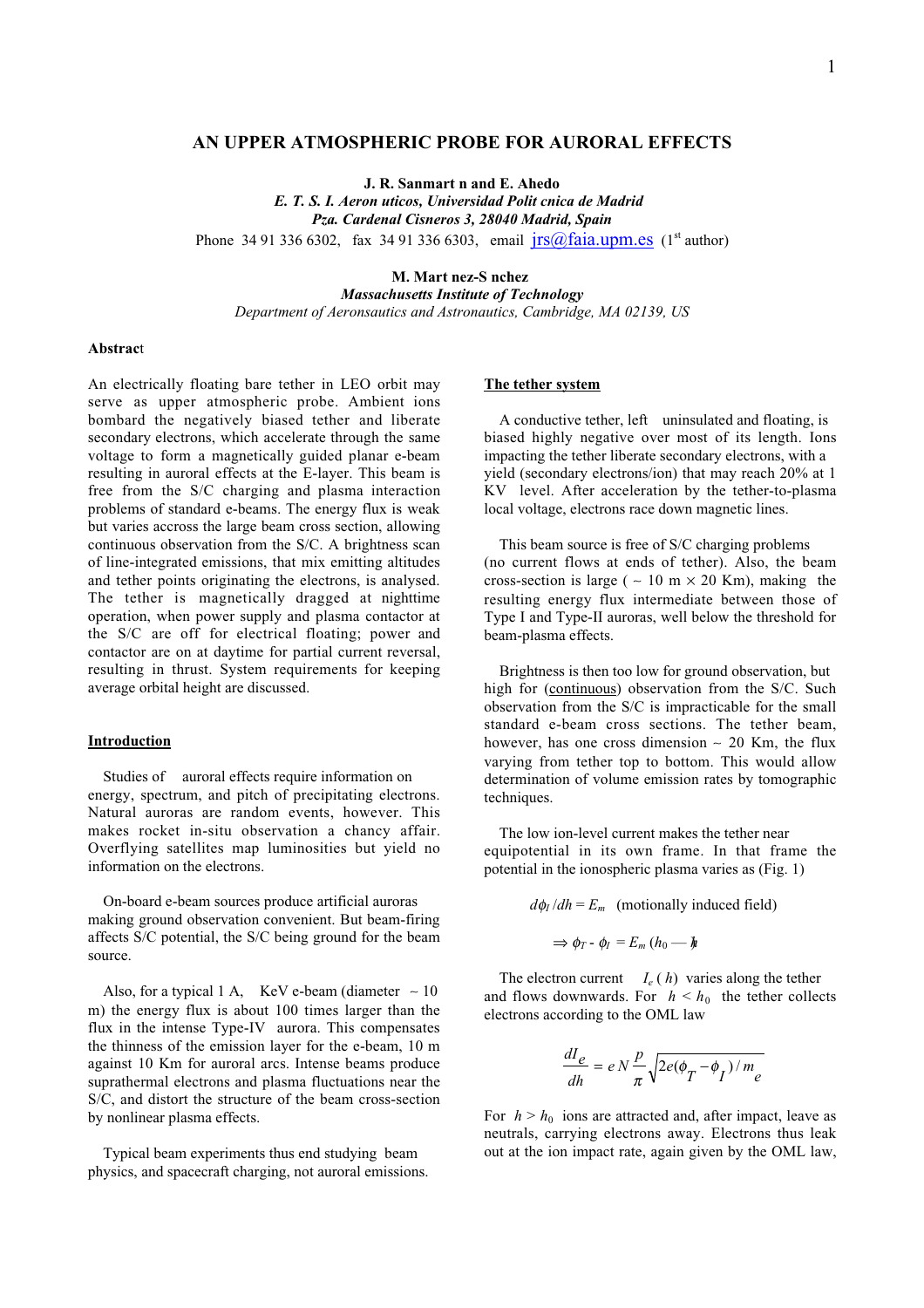# AN UPPER ATMOSPHERIC PROBE FOR AURORAL EFFECTS

**J. R. Sanmart n and E. Ahedo**
***E. T. S. I. Aeron uticos, Universidad Polit cnica de Madrid***
***Pza. Cardenal Cisneros 3, 28040 Madrid, Spain***
Phone 34 91 336 6302, fax 34 91 336 6303, email jrs@faia.upm.es (1st author)

**M. Mart nez-S nchez**
***Massachusetts Institute of Technology***
*Department of Aeronsautics and Astronautics, Cambridge, MA 02139, US*

**Abstract**

An electrically floating bare tether in LEO orbit may serve as upper atmospheric probe. Ambient ions bombard the negatively biased tether and liberate secondary electrons, which accelerate through the same voltage to form a magnetically guided planar e-beam resulting in auroral effects at the E-layer. This beam is free from the S/C charging and plasma interaction problems of standard e-beams. The energy flux is weak but varies accross the large beam cross section, allowing continuous observation from the S/C. A brightness scan of line-integrated emissions, that mix emitting altitudes and tether points originating the electrons, is analysed. The tether is magnetically dragged at nighttime operation, when power supply and plasma contactor at the S/C are off for electrical floating; power and contactor are on at daytime for partial current reversal, resulting in thrust. System requirements for keeping average orbital height are discussed.

## Introduction

Studies of auroral effects require information on energy, spectrum, and pitch of precipitating electrons. Natural auroras are random events, however. This makes rocket in-situ observation a chancy affair. Overflying satellites map luminosities but yield no information on the electrons.

On-board e-beam sources produce artificial auroras making ground observation convenient. But beam-firing affects S/C potential, the S/C being ground for the beam source.

Also, for a typical 1 A, KeV e-beam (diameter ~ 10 m) the energy flux is about 100 times larger than the flux in the intense Type-IV aurora. This compensates the thinness of the emission layer for the e-beam, 10 m against 10 Km for auroral arcs. Intense beams produce suprathermal electrons and plasma fluctuations near the S/C, and distort the structure of the beam cross-section by nonlinear plasma effects.

Typical beam experiments thus end studying beam physics, and spacecraft charging, not auroral emissions.

## The tether system

A conductive tether, left uninsulated and floating, is biased highly negative over most of its length. Ions impacting the tether liberate secondary electrons, with a yield (secondary electrons/ion) that may reach 20% at 1 KV level. After acceleration by the tether-to-plasma local voltage, electrons race down magnetic lines.

This beam source is free of S/C charging problems (no current flows at ends of tether). Also, the beam cross-section is large ( ~ 10 m × 20 Km), making the resulting energy flux intermediate between those of Type I and Type-II auroras, well below the threshold for beam-plasma effects.

Brightness is then too low for ground observation, but high for (continuous) observation from the S/C. Such observation from the S/C is impracticable for the small standard e-beam cross sections. The tether beam, however, has one cross dimension ~ 20 Km, the flux varying from tether top to bottom. This would allow determination of volume emission rates by tomographic techniques.

The low ion-level current makes the tether near equipotential in its own frame. In that frame the potential in the ionospheric plasma varies as (Fig. 1)

$$d\phi_I / dh = E_m \quad \text{(motionally induced field)}$$

$$\Rightarrow \phi_T - \phi_I = E_m (h_0 - h)$$

The electron current $I_e(h)$ varies along the tether and flows downwards. For $h < h_0$ the tether collects electrons according to the OML law

$$\frac{dI_e}{dh} = e\,N\,\frac{p}{\pi}\sqrt{2e(\phi_T - \phi_I)/m_e}$$

For $h > h_0$ ions are attracted and, after impact, leave as neutrals, carrying electrons away. Electrons thus leak out at the ion impact rate, again given by the OML law,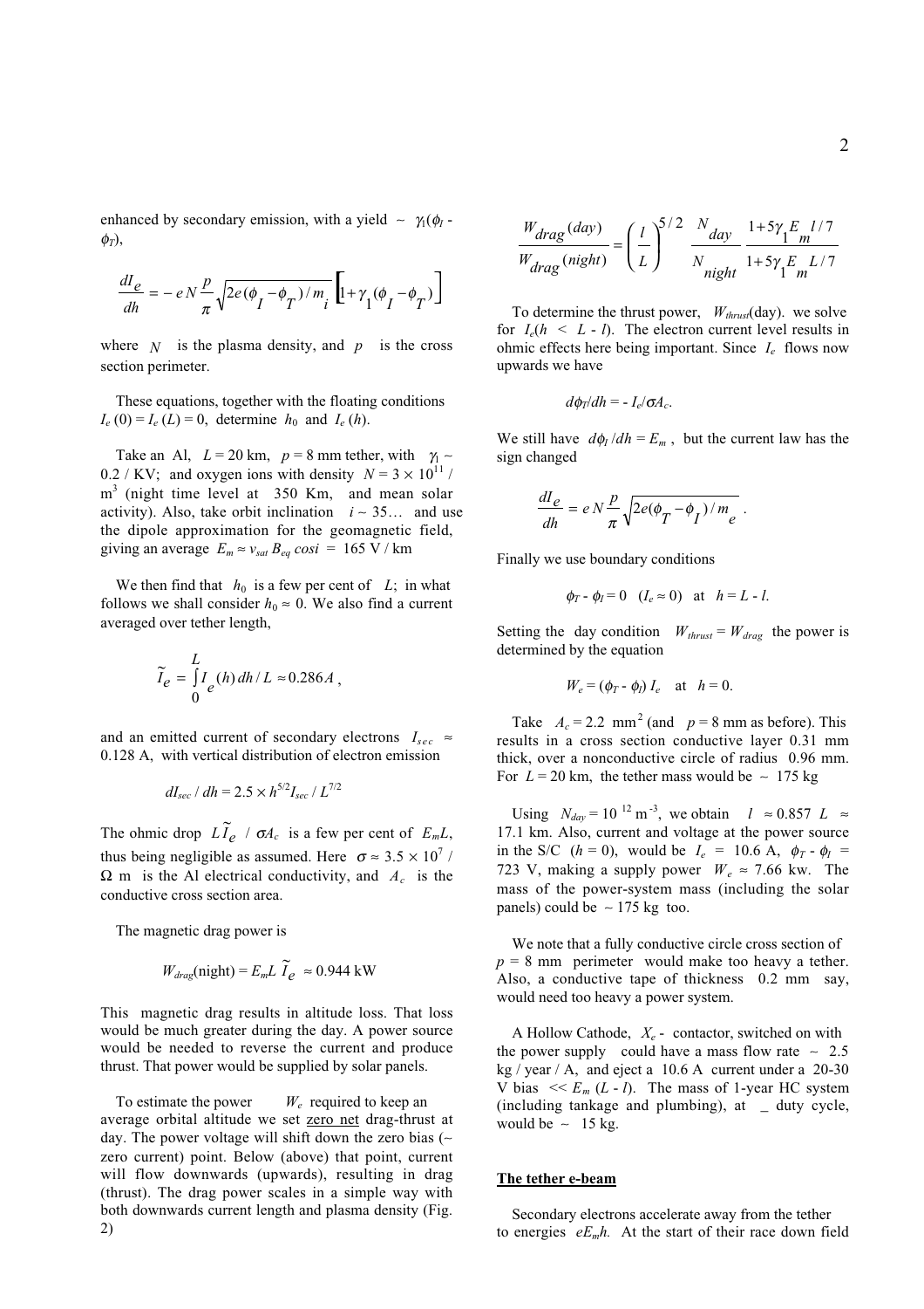enhanced by secondary emission, with a yield ~ $\gamma_1(\phi_I - \phi_T)$,

$$\frac{dI_e}{dh} = -eN\frac{p}{\pi}\sqrt{2e(\phi_I - \phi_T)/m_i}\left[1+\gamma_1(\phi_I - \phi_T)\right]$$

where $N$ is the plasma density, and $p$ is the cross section perimeter.

These equations, together with the floating conditions $I_e(0) = I_e(L) = 0$, determine $h_0$ and $I_e(h)$.

Take an Al, $L = 20$ km, $p = 8$ mm tether, with $\gamma_1 \sim 0.2$ / KV; and oxygen ions with density $N = 3 \times 10^{11}$ / m$^3$ (night time level at 350 Km, and mean solar activity). Also, take orbit inclination $i \sim 35…$ and use the dipole approximation for the geomagnetic field, giving an average $E_m \approx v_{sat} B_{eq} \cos i$ = 165 V / km

We then find that $h_0$ is a few per cent of $L$; in what follows we shall consider $h_0 \approx 0$. We also find a current averaged over tether length,

$$\tilde{I}_e = \int_0^L I_e(h)\, dh / L \approx 0.286 A,$$

and an emitted current of secondary electrons $I_{sec} \approx 0.128$ A, with vertical distribution of electron emission

$$dI_{sec} / dh = 2.5 \times h^{5/2} I_{sec} / L^{7/2}$$

The ohmic drop $L\tilde{I}_e / \sigma A_c$ is a few per cent of $E_m L$, thus being negligible as assumed. Here $\sigma \approx 3.5 \times 10^7$ / $\Omega$ m is the Al electrical conductivity, and $A_c$ is the conductive cross section area.

The magnetic drag power is

$$W_{drag}(\text{night}) = E_m L\, \tilde{I}_e \approx 0.944 \text{ kW}$$

This magnetic drag results in altitude loss. That loss would be much greater during the day. A power source would be needed to reverse the current and produce thrust. That power would be supplied by solar panels.

To estimate the power $W_e$ required to keep an average orbital altitude we set zero net drag-thrust at day. The power voltage will shift down the zero bias (~ zero current) point. Below (above) that point, current will flow downwards (upwards), resulting in drag (thrust). The drag power scales in a simple way with both downwards current length and plasma density (Fig. 2)

$$\frac{W_{drag}(day)}{W_{drag}(night)} = \left(\frac{l}{L}\right)^{5/2} \frac{N_{day}}{N_{night}} \frac{1+5\gamma_1 E_m l/7}{1+5\gamma_1 E_m L/7}$$

To determine the thrust power, $W_{thrust}$(day). we solve for $I_e(h < L - l)$. The electron current level results in ohmic effects here being important. Since $I_e$ flows now upwards we have

$$d\phi_T/dh = -I_e/\sigma A_c.$$

We still have $d\phi_I/dh = E_m$, but the current law has the sign changed

$$\frac{dI_e}{dh} = eN\frac{p}{\pi}\sqrt{2e(\phi_T - \phi_I)/m_e}\,.$$

Finally we use boundary conditions

$$\phi_T - \phi_I = 0 \quad (I_e \approx 0) \quad \text{at} \quad h = L - l.$$

Setting the day condition $W_{thrust} = W_{drag}$ the power is determined by the equation

$$W_e = (\phi_T - \phi_I)\, I_e \quad \text{at} \quad h = 0.$$

Take $A_c = 2.2$ mm$^2$ (and $p = 8$ mm as before). This results in a cross section conductive layer 0.31 mm thick, over a nonconductive circle of radius 0.96 mm. For $L = 20$ km, the tether mass would be ~ 175 kg

Using $N_{day} = 10^{12}$ m$^{-3}$, we obtain $l \approx 0.857\, L \approx 17.1$ km. Also, current and voltage at the power source in the S/C ($h = 0$), would be $I_e$ = 10.6 A, $\phi_T - \phi_I$ = 723 V, making a supply power $W_e \approx 7.66$ kw. The mass of the power-system mass (including the solar panels) could be ~ 175 kg too.

We note that a fully conductive circle cross section of $p = 8$ mm perimeter would make too heavy a tether. Also, a conductive tape of thickness 0.2 mm say, would need too heavy a power system.

A Hollow Cathode, $X_e$ - contactor, switched on with the power supply could have a mass flow rate ~ 2.5 kg / year / A, and eject a 10.6 A current under a 20-30 V bias $<< E_m (L - l)$. The mass of 1-year HC system (including tankage and plumbing), at _ duty cycle, would be ~ 15 kg.

## The tether e-beam

Secondary electrons accelerate away from the tether to energies $eE_m h$. At the start of their race down field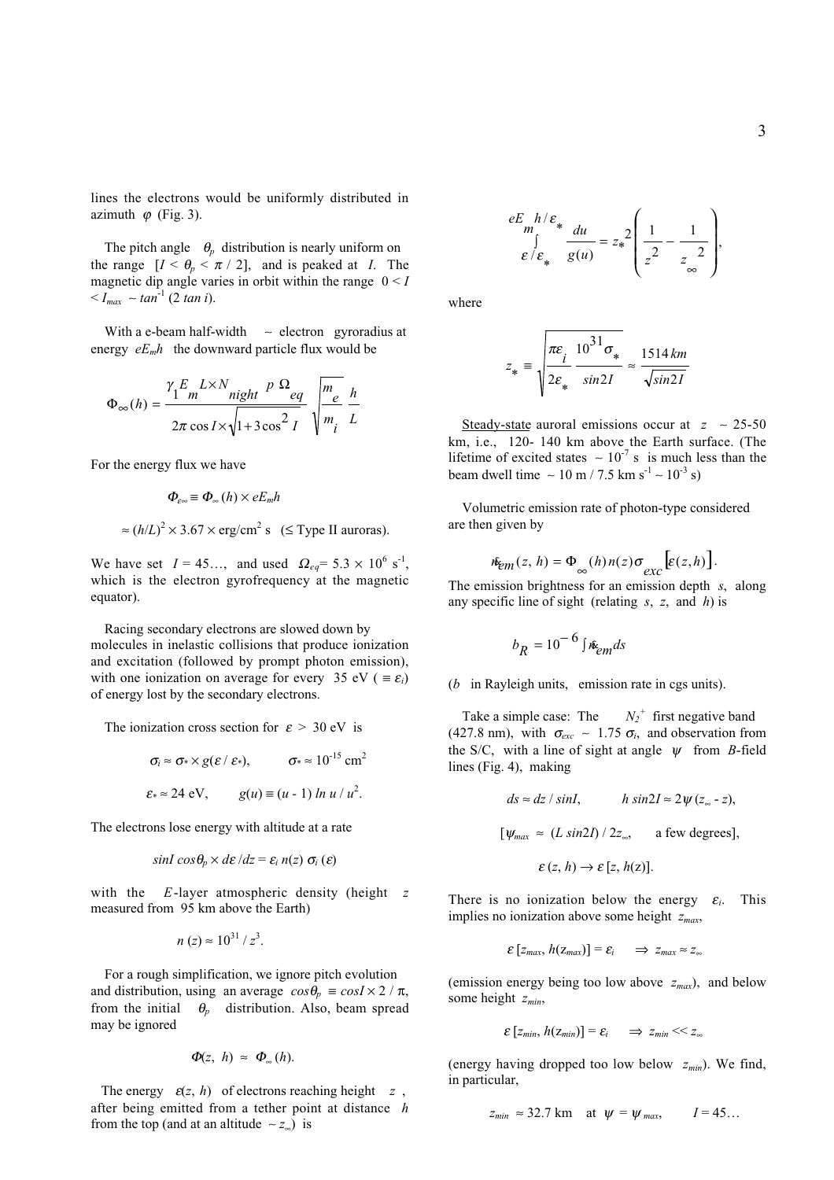lines the electrons would be uniformly distributed in azimuth $\varphi$ (Fig. 3).

The pitch angle $\theta_p$ distribution is nearly uniform on the range $[I < \theta_p < \pi / 2]$, and is peaked at $I$. The magnetic dip angle varies in orbit within the range $0 < I < I_{max} \sim tan^{-1}(2\, tan\, i)$.

With a e-beam half-width ~ electron gyroradius at energy $eE_m h$ the downward particle flux would be

$$\Phi_\infty(h) = \frac{\gamma_1 E_m L \times N_{night}\, p\, \Omega_{eq}}{2\pi \cos I \times \sqrt{1+3\cos^2 I}} \sqrt{\frac{m_e}{m_i}}\, \frac{h}{L}$$

For the energy flux we have

$$\Phi_{\varepsilon\infty} \equiv \Phi_\infty(h) \times eE_m h$$

$$\approx (h/L)^2 \times 3.67 \times \text{erg/cm}^2\,\text{s} \quad (\leq \text{Type II auroras}).$$

We have set $I = 45…$, and used $\Omega_{eq} = 5.3 \times 10^6\ \text{s}^{-1}$, which is the electron gyrofrequency at the magnetic equator).

Racing secondary electrons are slowed down by molecules in inelastic collisions that produce ionization and excitation (followed by prompt photon emission), with one ionization on average for every 35 eV ($\equiv \varepsilon_i$) of energy lost by the secondary electrons.

The ionization cross section for $\varepsilon > 30$ eV is

$$\sigma_i \approx \sigma_* \times g(\varepsilon / \varepsilon_*), \qquad \sigma_* \approx 10^{-15}\ \text{cm}^2$$

$$\varepsilon_* \approx 24\ \text{eV}, \qquad g(u) \equiv (u - 1)\, ln\, u / u^2.$$

The electrons lose energy with altitude at a rate

$$sinI\, cos\theta_p \times d\varepsilon / dz = \varepsilon_i\, n(z)\, \sigma_i(\varepsilon)$$

with the $E$-layer atmospheric density (height $z$ measured from 95 km above the Earth)

$$n(z) \approx 10^{31} / z^3.$$

For a rough simplification, we ignore pitch evolution and distribution, using an average $cos\theta_p \equiv cosI \times 2 / \pi$, from the initial $\theta_p$ distribution. Also, beam spread may be ignored

$$\Phi(z, h) \approx \Phi_\infty(h).$$

The energy $\varepsilon(z, h)$ of electrons reaching height $z$, after being emitted from a tether point at distance $h$ from the top (and at an altitude $\sim z_\infty$) is

$$\int_{\varepsilon/\varepsilon_*}^{eE_m h/\varepsilon_*} \frac{du}{g(u)} = z_*^2 \left( \frac{1}{z^2} - \frac{1}{z_\infty^2} \right),$$

where

$$z_* \equiv \sqrt{\frac{\pi\varepsilon_i}{2\varepsilon_*} \frac{10^{31}\sigma_*}{sin2I}} \approx \frac{1514\, km}{\sqrt{sin2I}}$$

Steady-state auroral emissions occur at $z \sim 25$-$50$ km, i.e., 120- 140 km above the Earth surface. (The lifetime of excited states $\sim 10^{-7}$ s is much less than the beam dwell time $\sim 10$ m / 7.5 km s$^{-1}$ $\sim 10^{-3}$ s)

Volumetric emission rate of photon-type considered are then given by

$$\dot{n}_{em}(z, h) = \Phi_\infty(h)\, n(z)\, \sigma_{exc}\left[\varepsilon(z, h)\right].$$

The emission brightness for an emission depth $s$, along any specific line of sight (relating $s$, $z$, and $h$) is

$$b_R = 10^{-6} \int \dot{n}_{em}\, ds$$

($b$ in Rayleigh units, emission rate in cgs units).

Take a simple case: The $N_2^+$ first negative band (427.8 nm), with $\sigma_{exc} \sim 1.75\, \sigma_i$, and observation from the S/C, with a line of sight at angle $\psi$ from $B$-field lines (Fig. 4), making

$$ds \approx dz / sinI, \qquad h\, sin2I \approx 2\psi\,(z_\infty - z),$$

$$[\psi_{max} \approx (L\, sin2I) / 2z_\infty, \qquad \text{a few degrees}],$$

$$\varepsilon(z, h) \rightarrow \varepsilon\,[z, h(z)].$$

There is no ionization below the energy $\varepsilon_i$. This implies no ionization above some height $z_{max}$,

$$\varepsilon\,[z_{max}, h(z_{max})] = \varepsilon_i \quad \Rightarrow \quad z_{max} \approx z_\infty$$

(emission energy being too low above $z_{max}$), and below some height $z_{min}$,

$$\varepsilon\,[z_{min}, h(z_{min})] = \varepsilon_i \quad \Rightarrow \quad z_{min} \ll z_\infty$$

(energy having dropped too low below $z_{min}$). We find, in particular,

$$z_{min} \approx 32.7\ \text{km} \quad \text{at} \quad \psi = \psi_{max}, \qquad I = 45…$$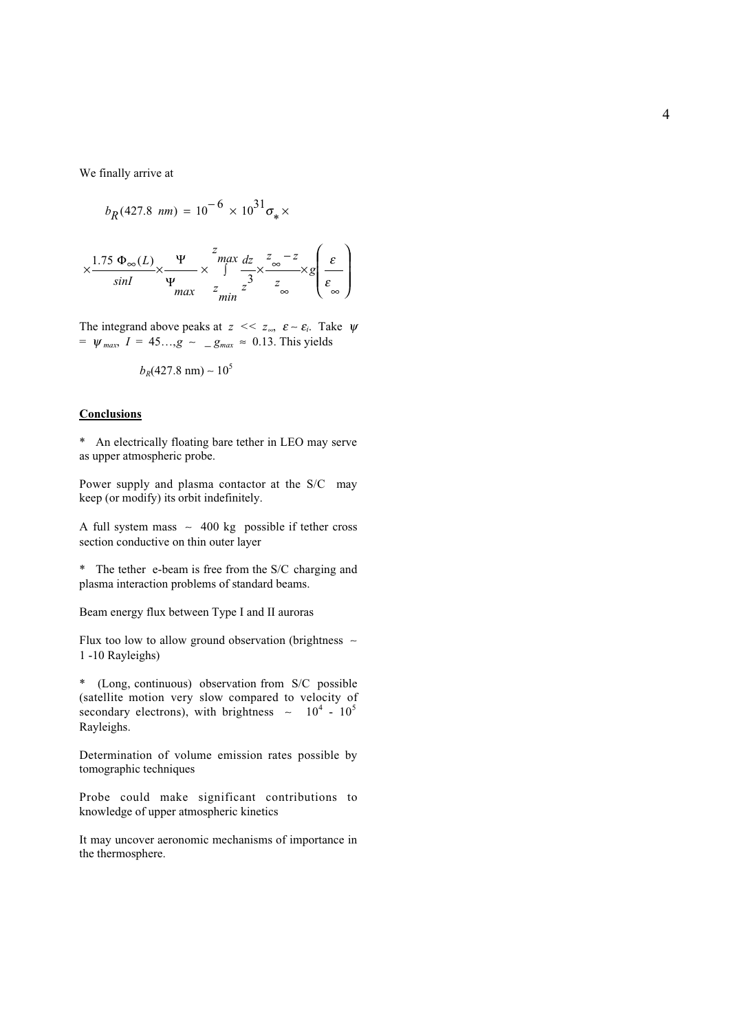We finally arrive at

$$b_R(427.8\ nm) = 10^{-6} \times 10^{31}\sigma_* \times$$

$$\times \frac{1.75\ \Phi_\infty(L)}{sinI} \times \frac{\Psi}{\Psi_{max}} \times \int_{z_{min}}^{z_{max}} \frac{dz}{z^3} \times \frac{z_\infty - z}{z_\infty} \times g\left(\frac{\varepsilon}{\varepsilon_\infty}\right)$$

The integrand above peaks at $z << z_\infty$, $\varepsilon \sim \varepsilon_i$. Take $\psi = \psi_{max}$, $I = 45\ldots, g \sim\ \_\ g_{max} \approx 0.13$. This yields

$$b_R(427.8\ \mathrm{nm}) \sim 10^5$$

**Conclusions**

* An electrically floating bare tether in LEO may serve as upper atmospheric probe.

Power supply and plasma contactor at the S/C may keep (or modify) its orbit indefinitely.

A full system mass ~ 400 kg possible if tether cross section conductive on thin outer layer

* The tether e-beam is free from the S/C charging and plasma interaction problems of standard beams.

Beam energy flux between Type I and II auroras

Flux too low to allow ground observation (brightness ~ 1 -10 Rayleighs)

* (Long, continuous) observation from S/C possible (satellite motion very slow compared to velocity of secondary electrons), with brightness ~ $10^4$ - $10^5$ Rayleighs.

Determination of volume emission rates possible by tomographic techniques

Probe could make significant contributions to knowledge of upper atmospheric kinetics

It may uncover aeronomic mechanisms of importance in the thermosphere.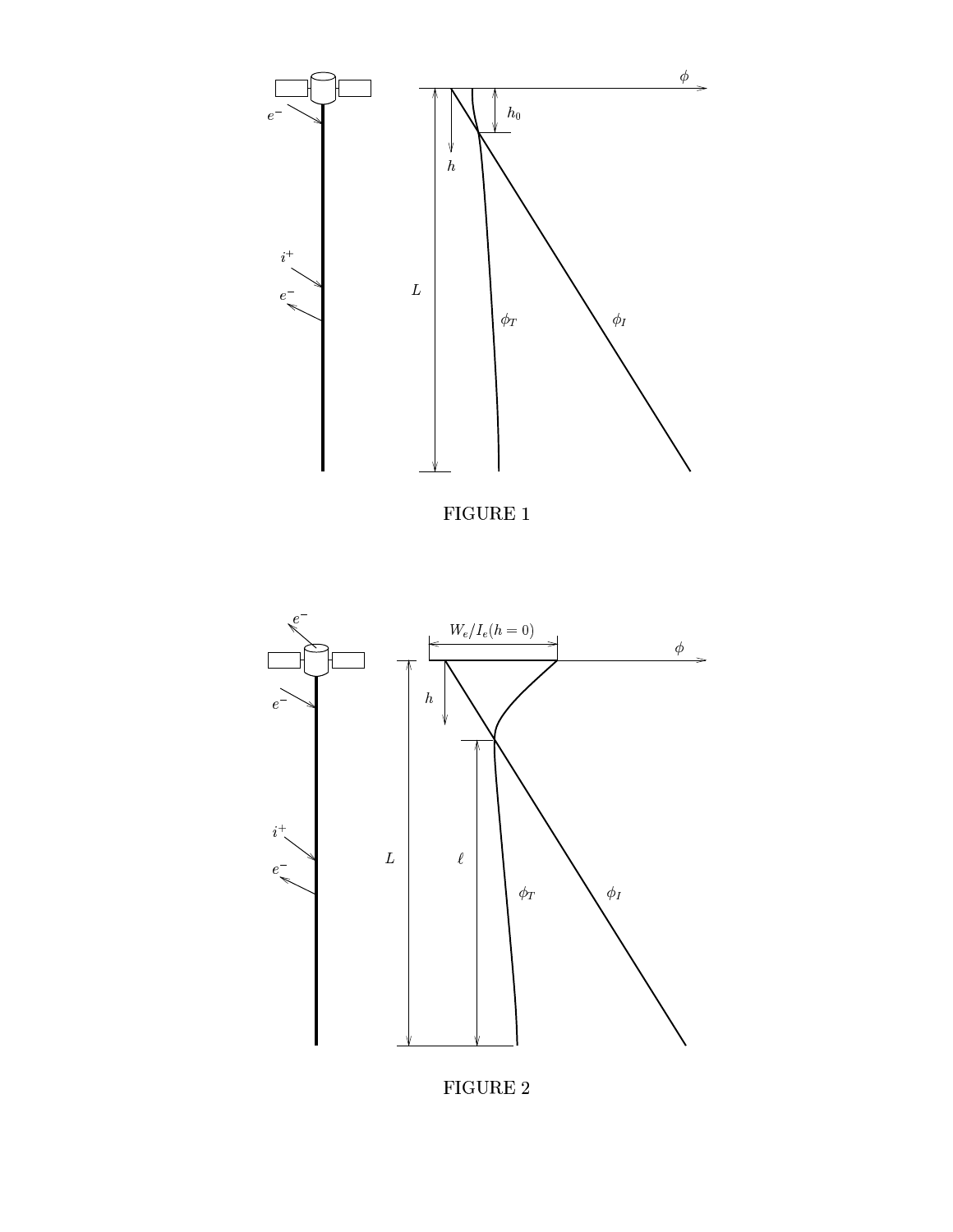FIGURE 1

FIGURE 2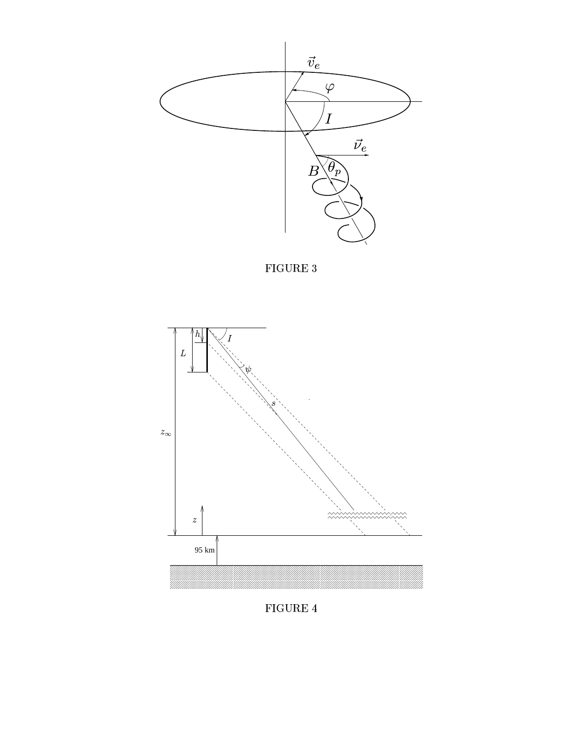$\vec{v}_e$

$\varphi$

$I$

$\vec{\nu}_e$

$B$

$\theta_p$

FIGURE 3

$h$

$I$

$L$

$\psi$

$s$

$z_\infty$

$z$

95 km

FIGURE 4